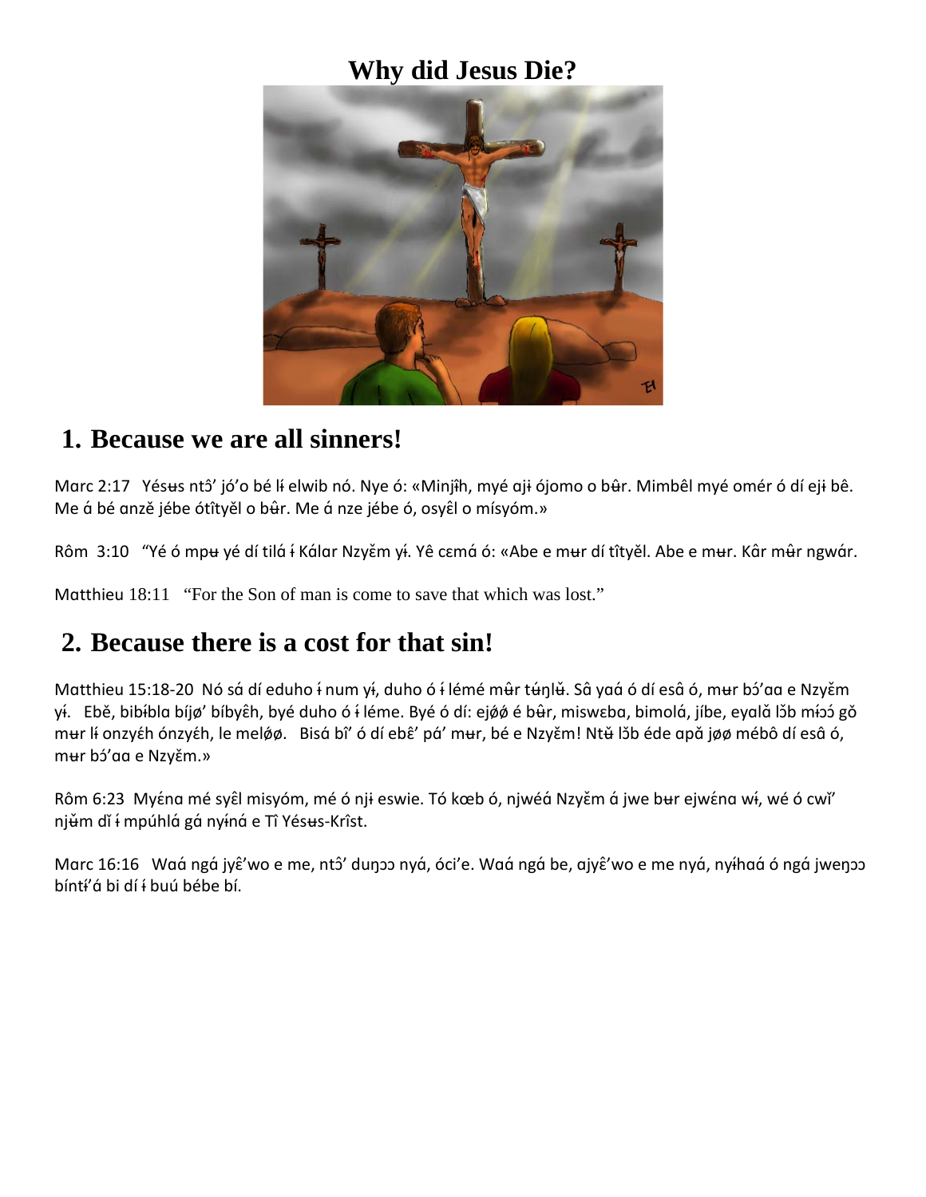# Why did Jesus Die?

## 1. Because we are all sinners!

Marc 2:17 Yésʉs ntɔ̂' jó'o bé lɨ́ elwib nó. Nye ó: «Minjɨ̂h, myé ajɨ ójomo o bʉ̂r. Mimbêl myé omér ó dí ejɨ bê. Me á bé anzě jébe ótîtyěl o bʉ̂r. Me á nze jébe ó, osyêl o mísyóm.»

Rôm 3:10 "Yé ó mpʉ yé dí tilá ɨ Kálar Nzyěm yɨ́. Yê cɛmá ó: «Abe e mʉr dí tîtyěl. Abe e mʉr. Kâr mʉ̂r ngwár.

Matthieu 18:11 "For the Son of man is come to save that which was lost."

## 2. Because there is a cost for that sin!

Matthieu 15:18-20 Nó sá dí eduho ɨ num yɨ́, duho ó ɨ lémé mʉ̂r tʉ́ŋlʉ̌. Sâ yaá ó dí esâ ó, mʉr bɔ́'aa e Nzyěm yɨ́. Ebě, bibɨ́bla bíjø' bíbyêh, byé duho ó ɨ léme. Byé ó dí: ejǿǿ é bʉ̂r, miswɛba, bimolá, jíbe, eyalǎ lɔ̌b mɨ́ɔɔ́ gǒ mʉr lɨ onzyɛ́h ónzyɛ́h, le meløø. Bisá bî' ó dí ebɛ̂' pá' mʉr, bé e Nzyěm! Ntʉ̌ lɔ̌b éde apǎ jøø mébô dí esâ ó, mʉr bɔ́'aa e Nzyěm.»

Rôm 6:23 Myɛ́na mé syêl misyóm, mé ó njɨ eswie. Tó kœb ó, njwéá Nzyěm á jwe bʉr ejwɛ́na wɨ́, wé ó cwǐ' njʉ̌m dǐ ɨ mpúhlá gá nyɨ́ná e Tî Yésʉs-Krîst.

Marc 16:16 Waá ngá jyɛ̂'wo e me, ntɔ̂' duŋɔɔ nyá, óci'e. Waá ngá be, ajyɛ̂'wo e me nyá, nyɨ́haá ó ngá jweŋɔɔ bíntɨ́'á bi dí ɨ buú bébe bí.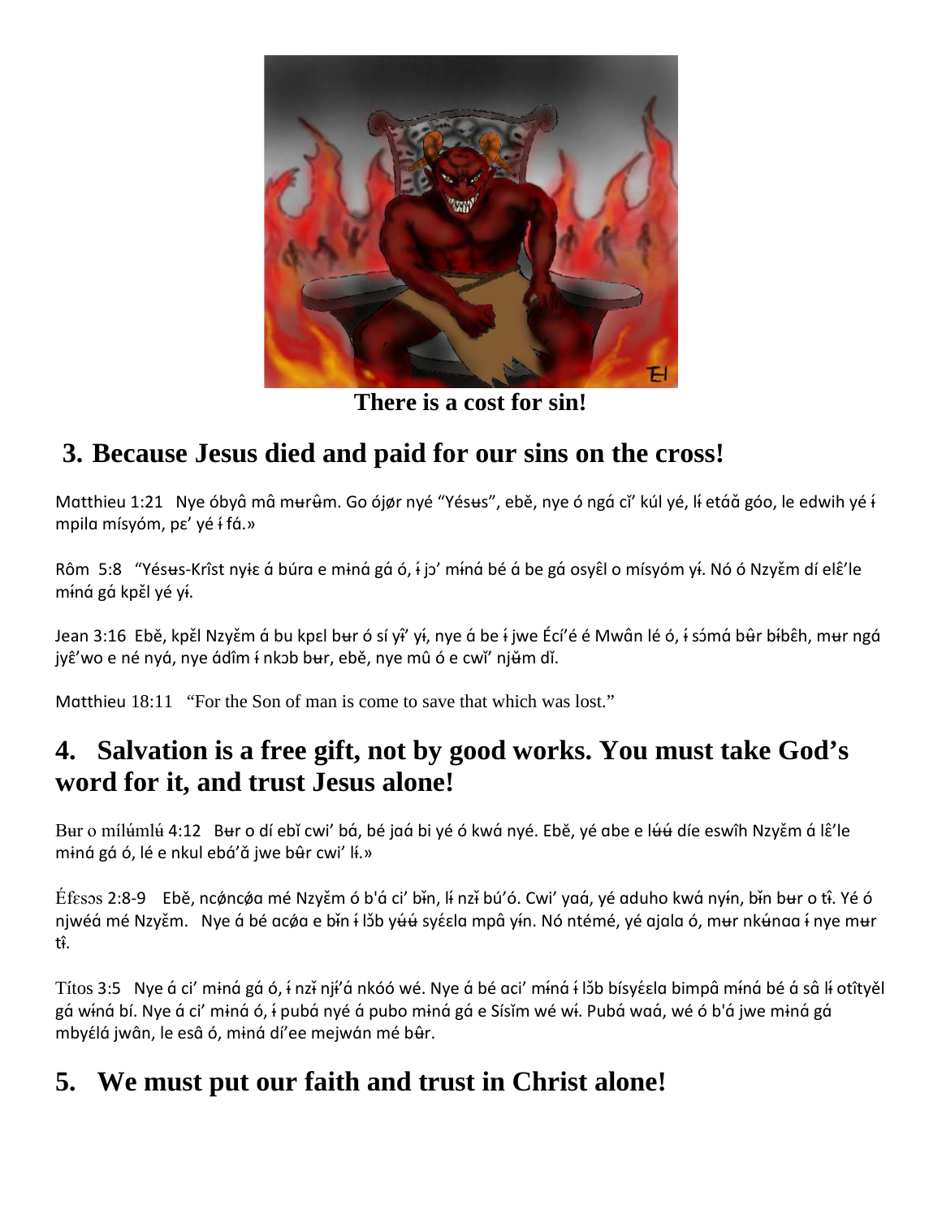There is a cost for sin!

## 3. Because Jesus died and paid for our sins on the cross!

Matthieu 1:21  Nye óbyâ mâ mʉrʉ̂m. Go ójør nyé "Yésʉs", ebě, nye ó ngá cǐ' kúl yé, lɨ́ etáǎ góo, le edwih yé ɨ́ mpila mísyóm, pɛ' yé ɨ́ fá.»

Rôm 5:8  "Yésʉs-Krîst nyɨɛ á búra e mɨná gá ó, ɨ́ jɔ' mɨ́ná bé á be gá osyêl o mísyóm yɨ́. Nó ó Nzyɛ̌m dí elɛ̂'le mɨ́ná gá kpɛ̌l yé yɨ́.

Jean 3:16  Ebě, kpɛ̌l Nzyɛ̌m á bu kpɛl bʉr ó sí yɨ̂' yɨ́, nye á be ɨ́ jwe Écí'é é Mwân lé ó, ɨ́ sɔ́má bʉ̂r bíbɛ̂h, mʉr ngá jyɛ̂'wo e né nyá, nye ádîm ɨ́ nkɔb bʉr, ebě, nye mû ó e cwǐ' njʉ̌m dǐ.

Matthieu 18:11  "For the Son of man is come to save that which was lost."

## 4. Salvation is a free gift, not by good works. You must take God's word for it, and trust Jesus alone!

Bʉr o mílʉ́mlʉ́ 4:12  Bʉr o dí ebǐ cwi' bá, bé jaá bi yé ó kwá nyé. Ebě, yé abe e lʉ́ʉ́ díe eswîh Nzyɛ̌m á lɛ̂'le mɨná gá ó, lé e nkul ebá'ǎ jwe bʉ̂r cwi' lɨ́.»

Éfɛsɔs 2:8-9  Ebě, ncǿncǿa mé Nzyɛ̌m ó b'á ci' bɨ̌n, lɨ́ nzɨ̌ bú'ó. Cwi' yaá, yé aduho kwá nyɨ́n, bɨ̌n bʉr o tɨ̂. Yé ó njwéá mé Nzyɛ̌m.  Nye á bé acǿa e bɨ̌n ɨ́ lɔ̌b yʉ́ʉ́ syɛ́ɛla mpâ yɨ́n. Nó ntémé, yé ajala ó, mʉr nkʉ́naa ɨ́ nye mʉr tɨ̂.

Títos 3:5  Nye á ci' mɨná gá ó, ɨ́ nzɨ̌ njɨ́'á nkóó wé. Nye á bé aci' mɨ́ná ɨ́ lɔ̌b bísyɛ́ɛla bimpâ mɨ́ná bé á sâ lɨ́ otîtyěl gá wɨ́ná bí. Nye á ci' mɨná ó, ɨ́ pubá nyé á pubo mɨná gá e Sísǐm wé wɨ́. Pubá waá, wé ó b'á jwe mɨná gá mbyɛ́lá jwân, le esâ ó, mɨná dí'ee mejwán mé bʉ̂r.

## 5. We must put our faith and trust in Christ alone!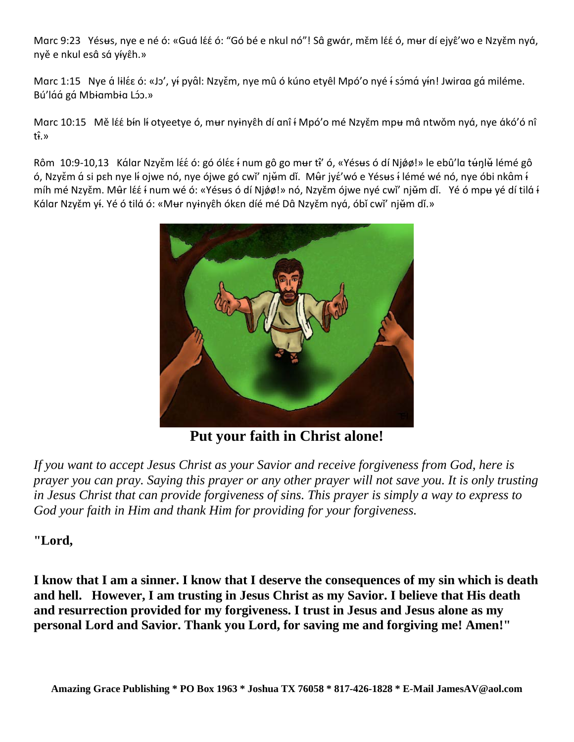Marc 9:23 Yésʉs, nye e né ó: «Guá lɛ́ɛ ó: "Gó bé e nkul nó"! Sâ gwár, mĕm lɛ́ɛ ó, mʉr dí ejyɛ̂'wo e Nzyĕm nyá, nyĕ e nkul esâ sá yíyêh.»

Marc 1:15 Nye á lɨlɛ́ɛ ó: «Jɔ', yɨ́ pyâl: Nzyĕm, nye mû ó kúno etyêl Mpó'o nyé ɨ́ sɔ́má yɨ́n! Jwiraa gá miléme. Bú'láá gá Mbɨambɨa Lɔ́ɔ.»

Marc 10:15 Mĕ lɛ́ɛ bɨ́n lɨ́ otyeetye ó, mʉr nyɨnyêh dí anî ɨ́ Mpó'o mé Nzyĕm mpʉ mâ ntwŏm nyá, nye ákó'ó nî tɨ̂.»

Rôm 10:9-10,13 Kálar Nzyĕm lɛ́ɛ ó: gó ólɛ́ɛ ɨ́ num gô go mʉr tɨ̂' ó, «Yésʉs ó dí Njǿø!» le ebû'la tʉ́ŋlʉ̌ lémé gô ó, Nzyĕm á si pɛh nye lɨ́ ojwe nó, nye ójwe gó cwĭ' njʉ̌m dĭ. Mʉ̂r jyɛ́'wó e Yésʉs ɨ lémé wé nó, nye óbi nkâm ɨ míh mé Nzyĕm. Mʉ̂r lɛ́ɛ ɨ num wé ó: «Yésʉs ó dí Njǿø!» nó, Nzyĕm ójwe nyé cwĭ' njʉ̌m dĭ. Yé ó mpʉ yé dí tilá ɨ Kálar Nzyĕm yɨ. Yé ó tilá ó: «Mʉr nyɨnyêh ókɛn díé mé Dâ Nzyĕm nyá, óbĭ cwĭ' njʉ̌m dĭ.»

**Put your faith in Christ alone!**

*If you want to accept Jesus Christ as your Savior and receive forgiveness from God, here is prayer you can pray. Saying this prayer or any other prayer will not save you. It is only trusting in Jesus Christ that can provide forgiveness of sins. This prayer is simply a way to express to God your faith in Him and thank Him for providing for your forgiveness.*

**"Lord,**

**I know that I am a sinner. I know that I deserve the consequences of my sin which is death and hell. However, I am trusting in Jesus Christ as my Savior. I believe that His death and resurrection provided for my forgiveness. I trust in Jesus and Jesus alone as my personal Lord and Savior. Thank you Lord, for saving me and forgiving me! Amen!"**

**Amazing Grace Publishing * PO Box 1963 * Joshua TX 76058 * 817-426-1828 * E-Mail JamesAV@aol.com**